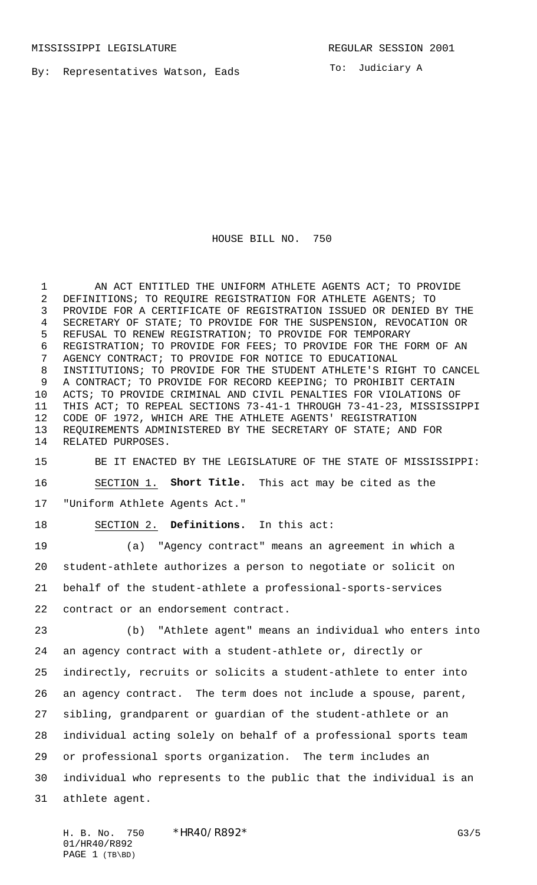MISSISSIPPI LEGISLATURE

REGULAR SESSION 2001

By: Representatives Watson, Eads

To: Judiciary A

# HOUSE BILL NO. 750

AN ACT ENTITLED THE UNIFORM ATHLETE AGENTS ACT; TO PROVIDE DEFINITIONS; TO REQUIRE REGISTRATION FOR ATHLETE AGENTS; TO PROVIDE FOR A CERTIFICATE OF REGISTRATION ISSUED OR DENIED BY THE SECRETARY OF STATE; TO PROVIDE FOR THE SUSPENSION, REVOCATION OR REFUSAL TO RENEW REGISTRATION; TO PROVIDE FOR TEMPORARY REGISTRATION; TO PROVIDE FOR FEES; TO PROVIDE FOR THE FORM OF AN AGENCY CONTRACT; TO PROVIDE FOR NOTICE TO EDUCATIONAL INSTITUTIONS; TO PROVIDE FOR THE STUDENT ATHLETE'S RIGHT TO CANCEL A CONTRACT; TO PROVIDE FOR RECORD KEEPING; TO PROHIBIT CERTAIN ACTS; TO PROVIDE CRIMINAL AND CIVIL PENALTIES FOR VIOLATIONS OF THIS ACT; TO REPEAL SECTIONS 73-41-1 THROUGH 73-41-23, MISSISSIPPI CODE OF 1972, WHICH ARE THE ATHLETE AGENTS' REGISTRATION REQUIREMENTS ADMINISTERED BY THE SECRETARY OF STATE; AND FOR RELATED PURPOSES.

BE IT ENACTED BY THE LEGISLATURE OF THE STATE OF MISSISSIPPI:

SECTION 1. **Short Title.** This act may be cited as the "Uniform Athlete Agents Act."

SECTION 2. **Definitions.** In this act:

(a) "Agency contract" means an agreement in which a student-athlete authorizes a person to negotiate or solicit on behalf of the student-athlete a professional-sports-services contract or an endorsement contract.

(b) "Athlete agent" means an individual who enters into an agency contract with a student-athlete or, directly or indirectly, recruits or solicits a student-athlete to enter into an agency contract. The term does not include a spouse, parent, sibling, grandparent or guardian of the student-athlete or an individual acting solely on behalf of a professional sports team or professional sports organization. The term includes an individual who represents to the public that the individual is an athlete agent.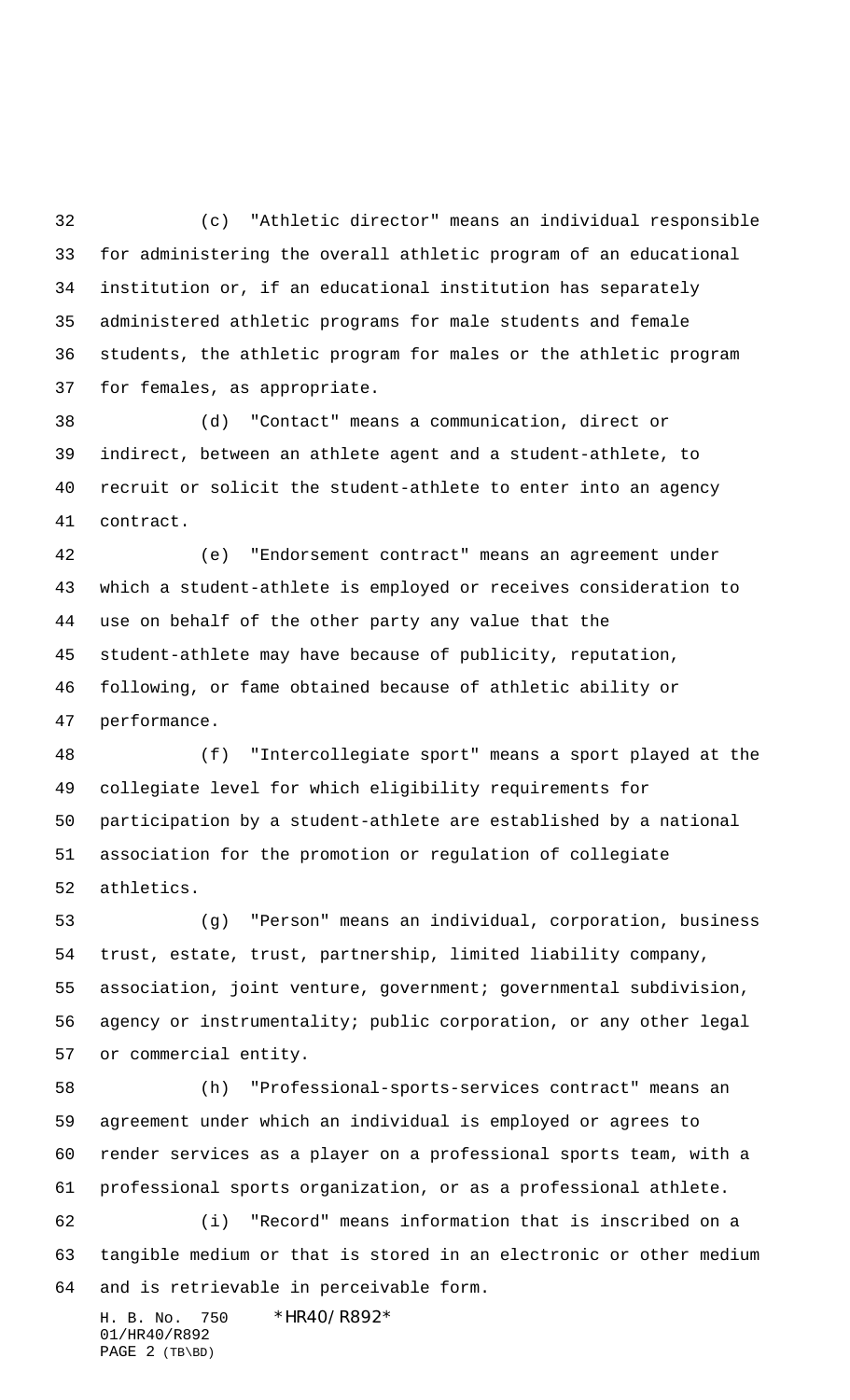(c) "Athletic director" means an individual responsible for administering the overall athletic program of an educational institution or, if an educational institution has separately administered athletic programs for male students and female students, the athletic program for males or the athletic program for females, as appropriate.

(d) "Contact" means a communication, direct or indirect, between an athlete agent and a student-athlete, to recruit or solicit the student-athlete to enter into an agency contract.

(e) "Endorsement contract" means an agreement under which a student-athlete is employed or receives consideration to use on behalf of the other party any value that the student-athlete may have because of publicity, reputation, following, or fame obtained because of athletic ability or performance.

(f) "Intercollegiate sport" means a sport played at the collegiate level for which eligibility requirements for participation by a student-athlete are established by a national association for the promotion or regulation of collegiate athletics.

(g) "Person" means an individual, corporation, business trust, estate, trust, partnership, limited liability company, association, joint venture, government; governmental subdivision, agency or instrumentality; public corporation, or any other legal or commercial entity.

(h) "Professional-sports-services contract" means an agreement under which an individual is employed or agrees to render services as a player on a professional sports team, with a professional sports organization, or as a professional athlete.

(i) "Record" means information that is inscribed on a tangible medium or that is stored in an electronic or other medium and is retrievable in perceivable form.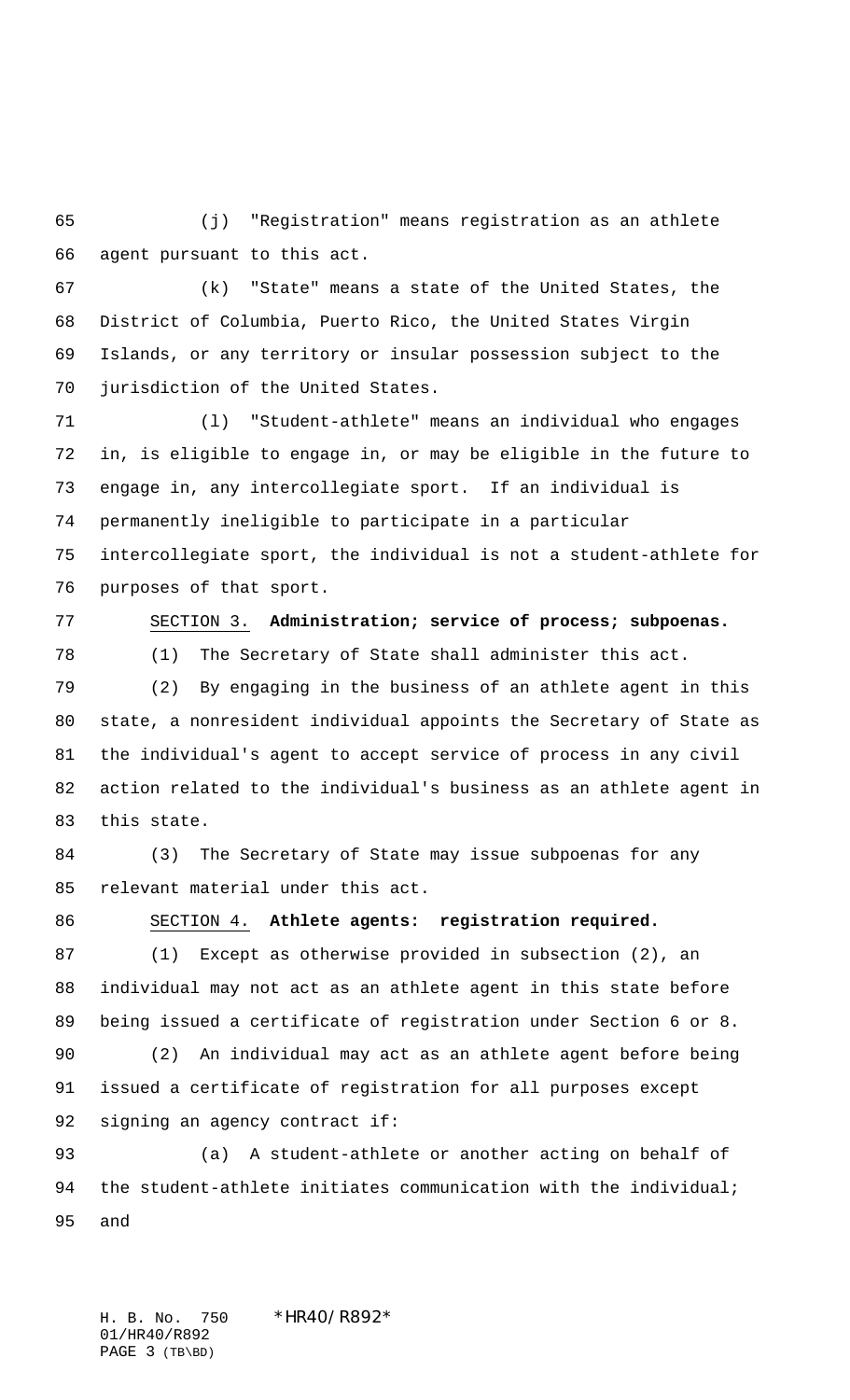(j) "Registration" means registration as an athlete agent pursuant to this act.

(k) "State" means a state of the United States, the District of Columbia, Puerto Rico, the United States Virgin Islands, or any territory or insular possession subject to the jurisdiction of the United States.

(l) "Student-athlete" means an individual who engages in, is eligible to engage in, or may be eligible in the future to engage in, any intercollegiate sport. If an individual is permanently ineligible to participate in a particular intercollegiate sport, the individual is not a student-athlete for purposes of that sport.

SECTION 3. **Administration; service of process; subpoenas.**

(1) The Secretary of State shall administer this act.

(2) By engaging in the business of an athlete agent in this state, a nonresident individual appoints the Secretary of State as the individual's agent to accept service of process in any civil action related to the individual's business as an athlete agent in this state.

(3) The Secretary of State may issue subpoenas for any relevant material under this act.

SECTION 4. **Athlete agents: registration required.**

(1) Except as otherwise provided in subsection (2), an individual may not act as an athlete agent in this state before being issued a certificate of registration under Section 6 or 8.

(2) An individual may act as an athlete agent before being issued a certificate of registration for all purposes except signing an agency contract if:

(a) A student-athlete or another acting on behalf of the student-athlete initiates communication with the individual; and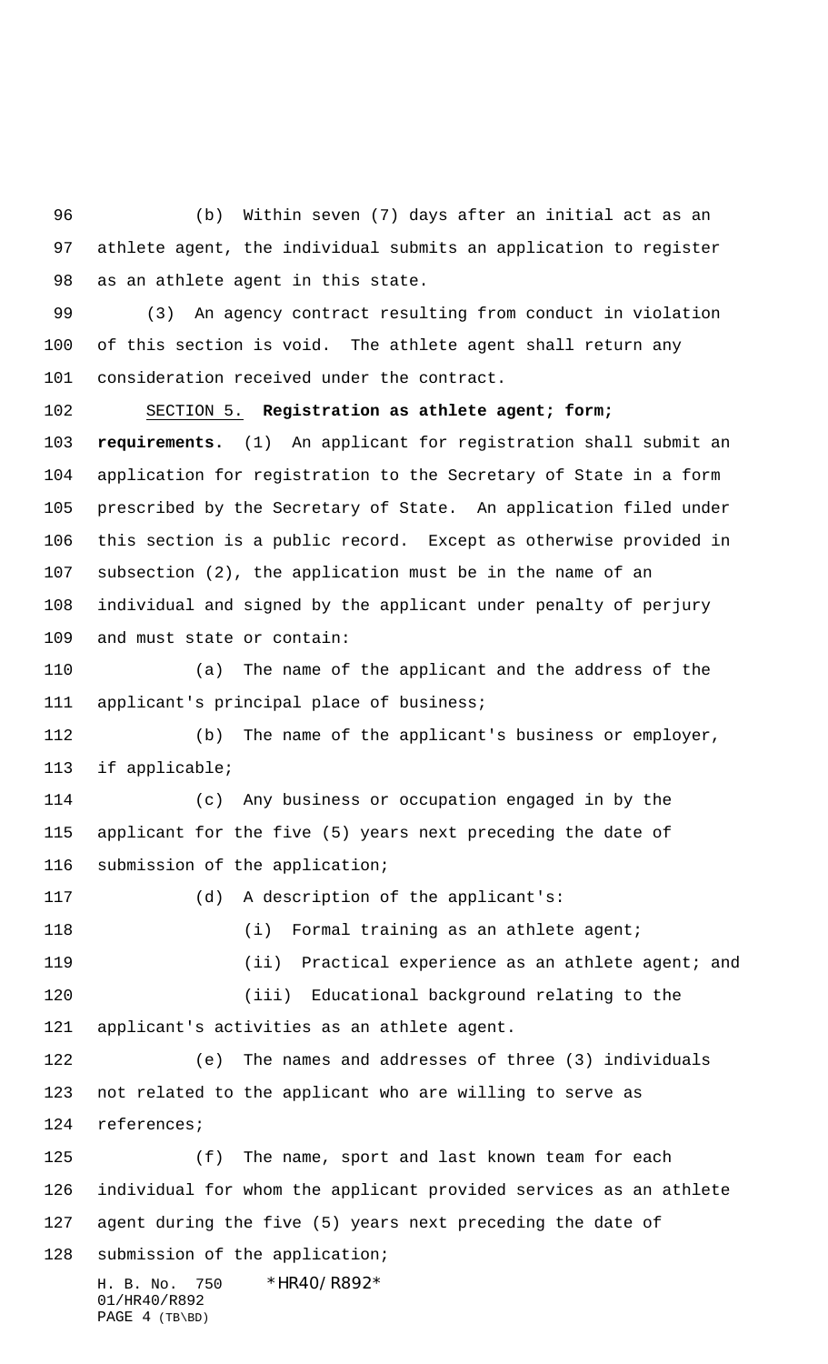(b) Within seven (7) days after an initial act as an athlete agent, the individual submits an application to register as an athlete agent in this state.

(3) An agency contract resulting from conduct in violation of this section is void. The athlete agent shall return any consideration received under the contract.

SECTION 5. **Registration as athlete agent; form; requirements.** (1) An applicant for registration shall submit an application for registration to the Secretary of State in a form prescribed by the Secretary of State. An application filed under this section is a public record. Except as otherwise provided in subsection (2), the application must be in the name of an individual and signed by the applicant under penalty of perjury and must state or contain:

(a) The name of the applicant and the address of the applicant's principal place of business;

(b) The name of the applicant's business or employer, if applicable;

(c) Any business or occupation engaged in by the applicant for the five (5) years next preceding the date of submission of the application;

(d) A description of the applicant's:

(i) Formal training as an athlete agent;

(ii) Practical experience as an athlete agent; and

(iii) Educational background relating to the applicant's activities as an athlete agent.

(e) The names and addresses of three (3) individuals not related to the applicant who are willing to serve as references;

(f) The name, sport and last known team for each individual for whom the applicant provided services as an athlete agent during the five (5) years next preceding the date of submission of the application;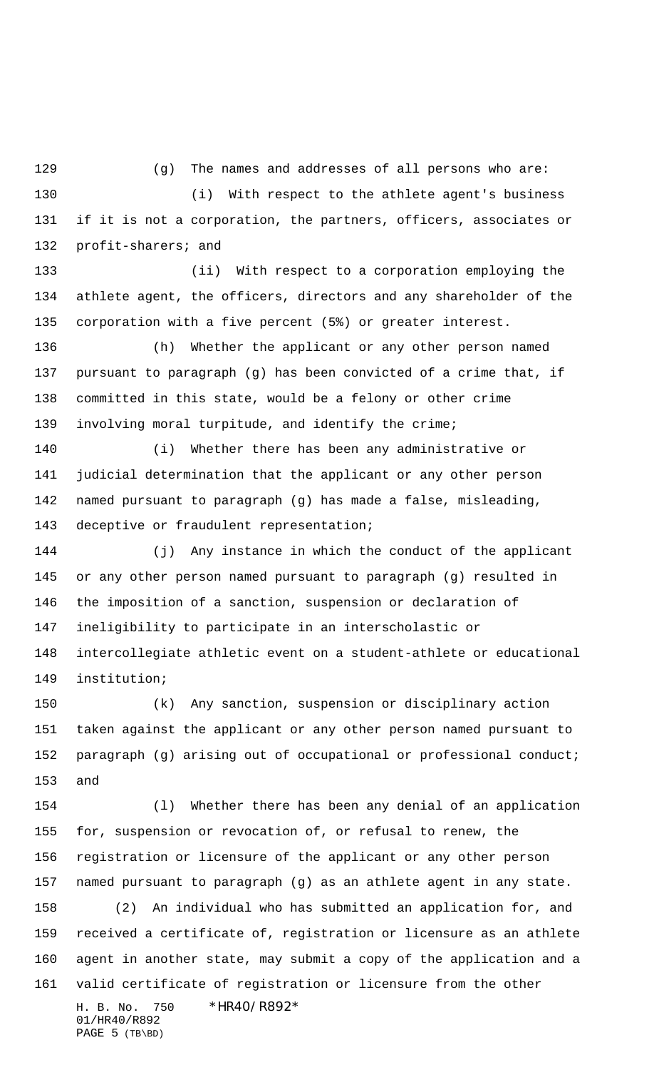(g) The names and addresses of all persons who are:

(i) With respect to the athlete agent's business if it is not a corporation, the partners, officers, associates or profit-sharers; and

(ii) With respect to a corporation employing the athlete agent, the officers, directors and any shareholder of the corporation with a five percent (5%) or greater interest.

(h) Whether the applicant or any other person named pursuant to paragraph (g) has been convicted of a crime that, if committed in this state, would be a felony or other crime involving moral turpitude, and identify the crime;

(i) Whether there has been any administrative or judicial determination that the applicant or any other person named pursuant to paragraph (g) has made a false, misleading, deceptive or fraudulent representation;

(j) Any instance in which the conduct of the applicant or any other person named pursuant to paragraph (g) resulted in the imposition of a sanction, suspension or declaration of ineligibility to participate in an interscholastic or intercollegiate athletic event on a student-athlete or educational institution;

(k) Any sanction, suspension or disciplinary action taken against the applicant or any other person named pursuant to paragraph (g) arising out of occupational or professional conduct; and

(l) Whether there has been any denial of an application for, suspension or revocation of, or refusal to renew, the registration or licensure of the applicant or any other person named pursuant to paragraph (g) as an athlete agent in any state.

(2) An individual who has submitted an application for, and received a certificate of, registration or licensure as an athlete agent in another state, may submit a copy of the application and a valid certificate of registration or licensure from the other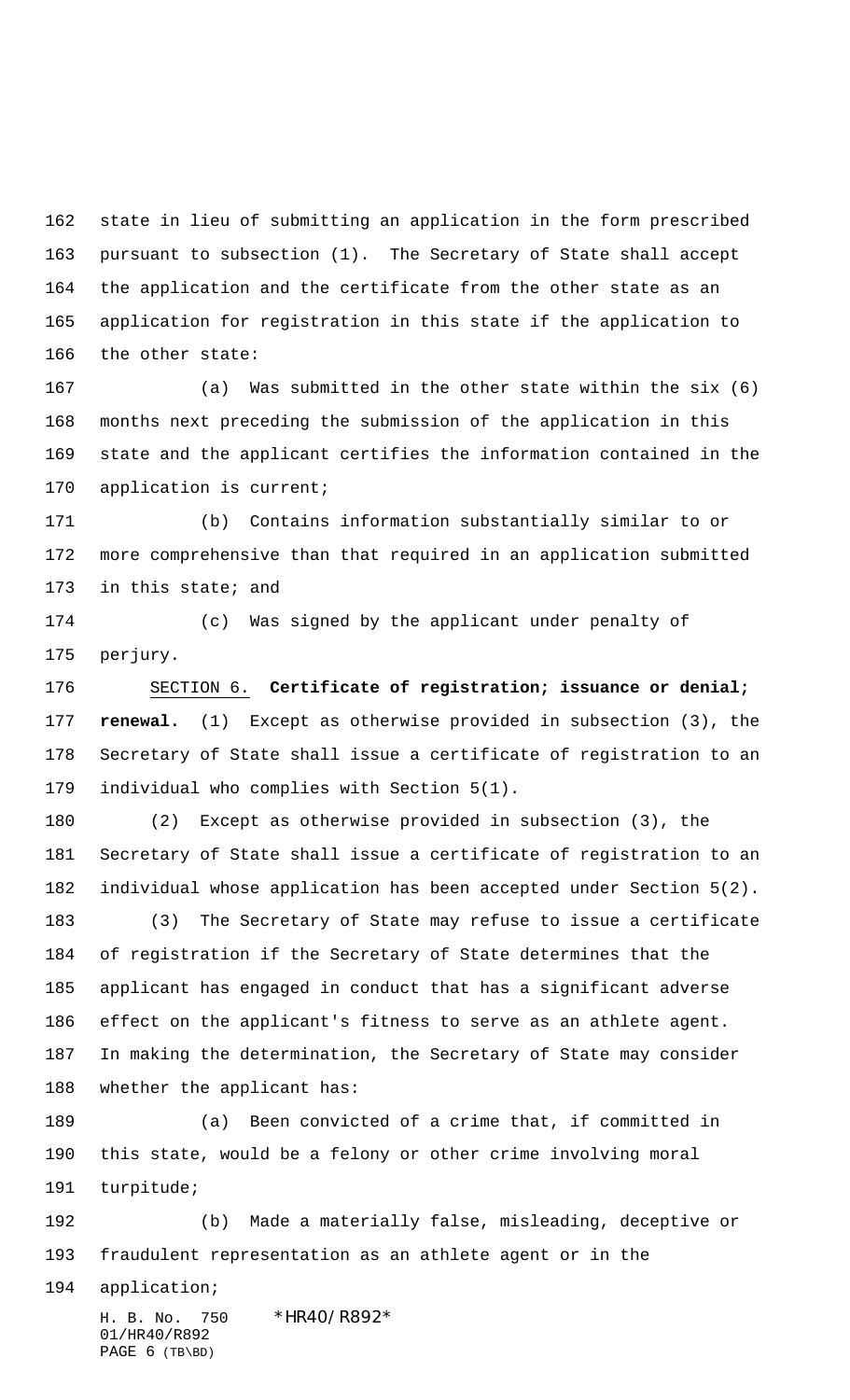state in lieu of submitting an application in the form prescribed pursuant to subsection (1). The Secretary of State shall accept the application and the certificate from the other state as an application for registration in this state if the application to the other state:

(a) Was submitted in the other state within the six (6) months next preceding the submission of the application in this state and the applicant certifies the information contained in the application is current;

(b) Contains information substantially similar to or more comprehensive than that required in an application submitted in this state; and

(c) Was signed by the applicant under penalty of perjury.

SECTION 6. **Certificate of registration; issuance or denial; renewal.** (1) Except as otherwise provided in subsection (3), the Secretary of State shall issue a certificate of registration to an individual who complies with Section 5(1).

(2) Except as otherwise provided in subsection (3), the Secretary of State shall issue a certificate of registration to an individual whose application has been accepted under Section 5(2).

(3) The Secretary of State may refuse to issue a certificate of registration if the Secretary of State determines that the applicant has engaged in conduct that has a significant adverse effect on the applicant's fitness to serve as an athlete agent. In making the determination, the Secretary of State may consider whether the applicant has:

(a) Been convicted of a crime that, if committed in this state, would be a felony or other crime involving moral turpitude;

(b) Made a materially false, misleading, deceptive or fraudulent representation as an athlete agent or in the application;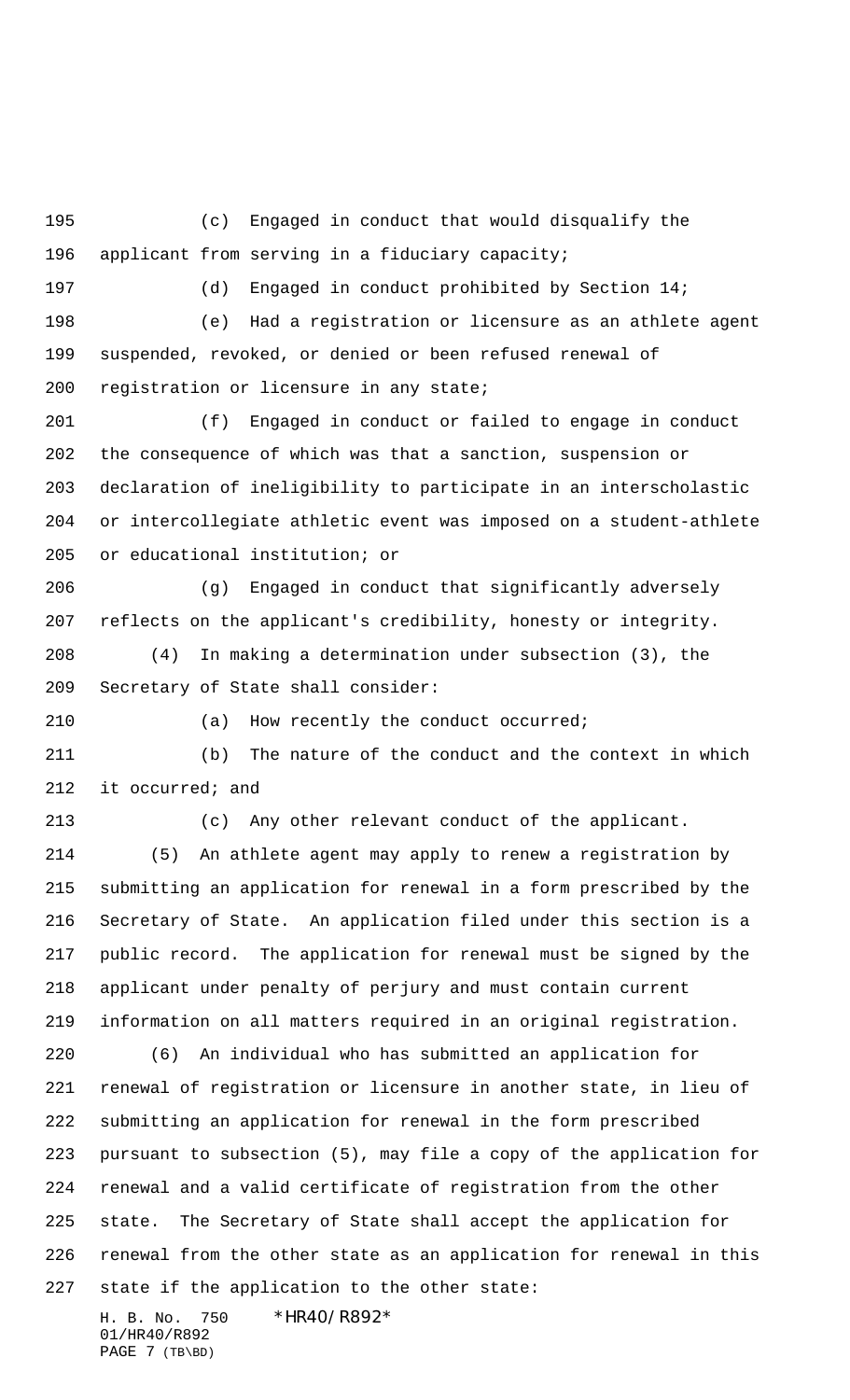(c) Engaged in conduct that would disqualify the applicant from serving in a fiduciary capacity;

(d) Engaged in conduct prohibited by Section 14;

(e) Had a registration or licensure as an athlete agent suspended, revoked, or denied or been refused renewal of registration or licensure in any state;

(f) Engaged in conduct or failed to engage in conduct the consequence of which was that a sanction, suspension or declaration of ineligibility to participate in an interscholastic or intercollegiate athletic event was imposed on a student-athlete or educational institution; or

(g) Engaged in conduct that significantly adversely reflects on the applicant's credibility, honesty or integrity.

(4) In making a determination under subsection (3), the Secretary of State shall consider:

(a) How recently the conduct occurred;

(b) The nature of the conduct and the context in which it occurred; and

(c) Any other relevant conduct of the applicant.

(5) An athlete agent may apply to renew a registration by submitting an application for renewal in a form prescribed by the Secretary of State. An application filed under this section is a public record. The application for renewal must be signed by the applicant under penalty of perjury and must contain current information on all matters required in an original registration.

(6) An individual who has submitted an application for renewal of registration or licensure in another state, in lieu of submitting an application for renewal in the form prescribed pursuant to subsection (5), may file a copy of the application for renewal and a valid certificate of registration from the other state. The Secretary of State shall accept the application for renewal from the other state as an application for renewal in this state if the application to the other state: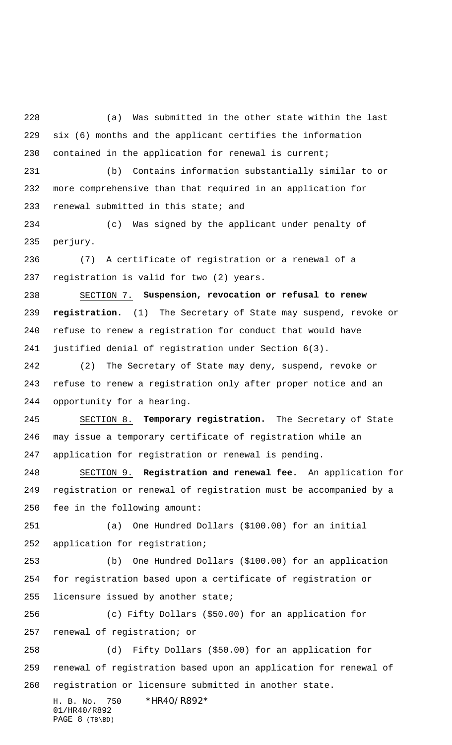(a) Was submitted in the other state within the last six (6) months and the applicant certifies the information contained in the application for renewal is current;

(b) Contains information substantially similar to or more comprehensive than that required in an application for renewal submitted in this state; and

(c) Was signed by the applicant under penalty of perjury.

(7) A certificate of registration or a renewal of a registration is valid for two (2) years.

SECTION 7. **Suspension, revocation or refusal to renew registration.** (1) The Secretary of State may suspend, revoke or refuse to renew a registration for conduct that would have justified denial of registration under Section 6(3).

(2) The Secretary of State may deny, suspend, revoke or refuse to renew a registration only after proper notice and an opportunity for a hearing.

SECTION 8. **Temporary registration.** The Secretary of State may issue a temporary certificate of registration while an application for registration or renewal is pending.

SECTION 9. **Registration and renewal fee.** An application for registration or renewal of registration must be accompanied by a fee in the following amount:

(a) One Hundred Dollars ($100.00) for an initial application for registration;

(b) One Hundred Dollars ($100.00) for an application for registration based upon a certificate of registration or licensure issued by another state;

(c) Fifty Dollars ($50.00) for an application for renewal of registration; or

(d) Fifty Dollars ($50.00) for an application for renewal of registration based upon an application for renewal of registration or licensure submitted in another state.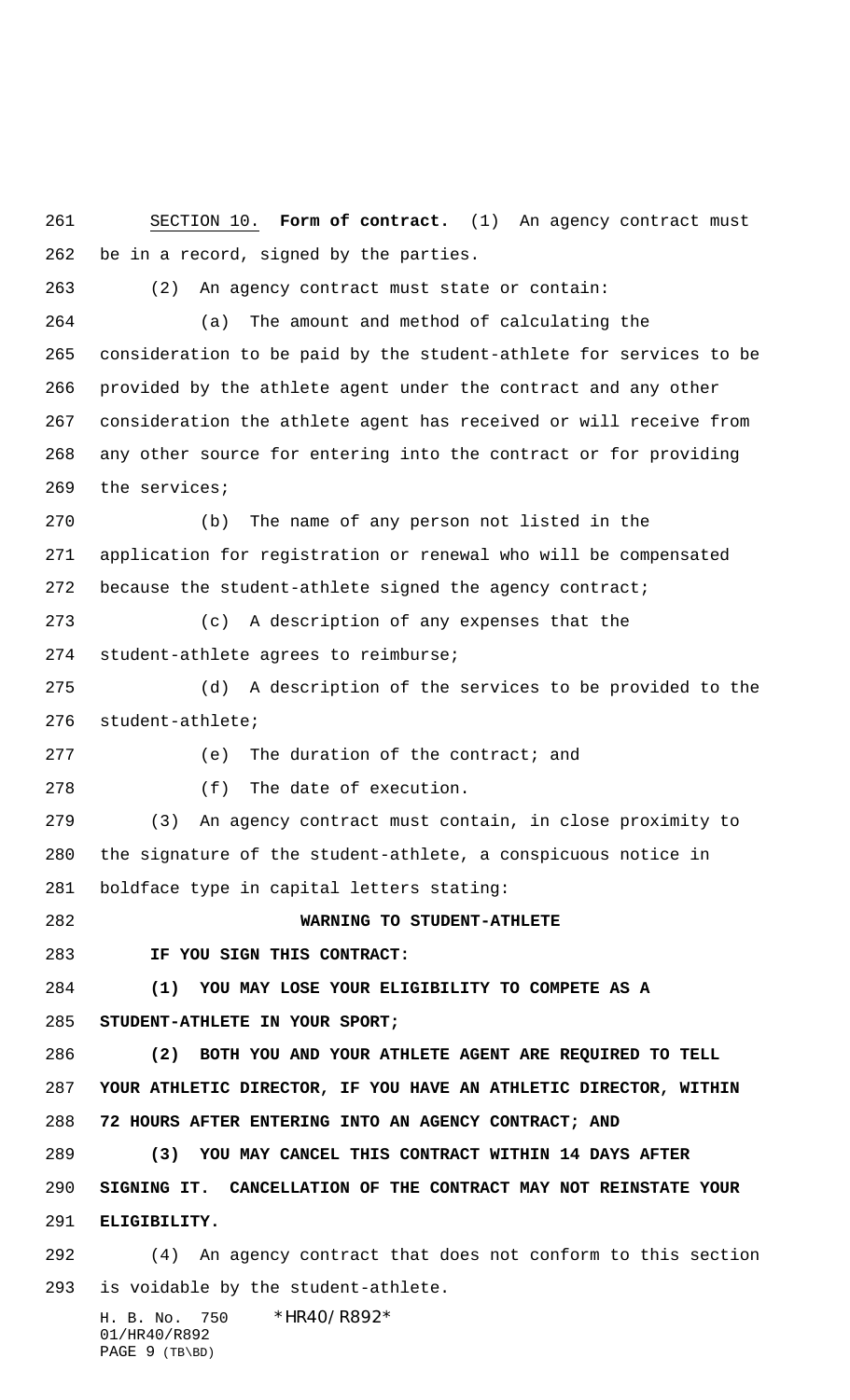SECTION 10. **Form of contract.** (1) An agency contract must be in a record, signed by the parties.

(2) An agency contract must state or contain:

(a) The amount and method of calculating the consideration to be paid by the student-athlete for services to be provided by the athlete agent under the contract and any other consideration the athlete agent has received or will receive from any other source for entering into the contract or for providing the services;

(b) The name of any person not listed in the application for registration or renewal who will be compensated because the student-athlete signed the agency contract;

(c) A description of any expenses that the student-athlete agrees to reimburse;

(d) A description of the services to be provided to the student-athlete;

(e) The duration of the contract; and

(f) The date of execution.

(3) An agency contract must contain, in close proximity to the signature of the student-athlete, a conspicuous notice in boldface type in capital letters stating:

**WARNING TO STUDENT-ATHLETE**

**IF YOU SIGN THIS CONTRACT:**

**(1) YOU MAY LOSE YOUR ELIGIBILITY TO COMPETE AS A STUDENT-ATHLETE IN YOUR SPORT;**

**(2) BOTH YOU AND YOUR ATHLETE AGENT ARE REQUIRED TO TELL YOUR ATHLETIC DIRECTOR, IF YOU HAVE AN ATHLETIC DIRECTOR, WITHIN 72 HOURS AFTER ENTERING INTO AN AGENCY CONTRACT; AND**

**(3) YOU MAY CANCEL THIS CONTRACT WITHIN 14 DAYS AFTER SIGNING IT. CANCELLATION OF THE CONTRACT MAY NOT REINSTATE YOUR ELIGIBILITY.**

(4) An agency contract that does not conform to this section is voidable by the student-athlete.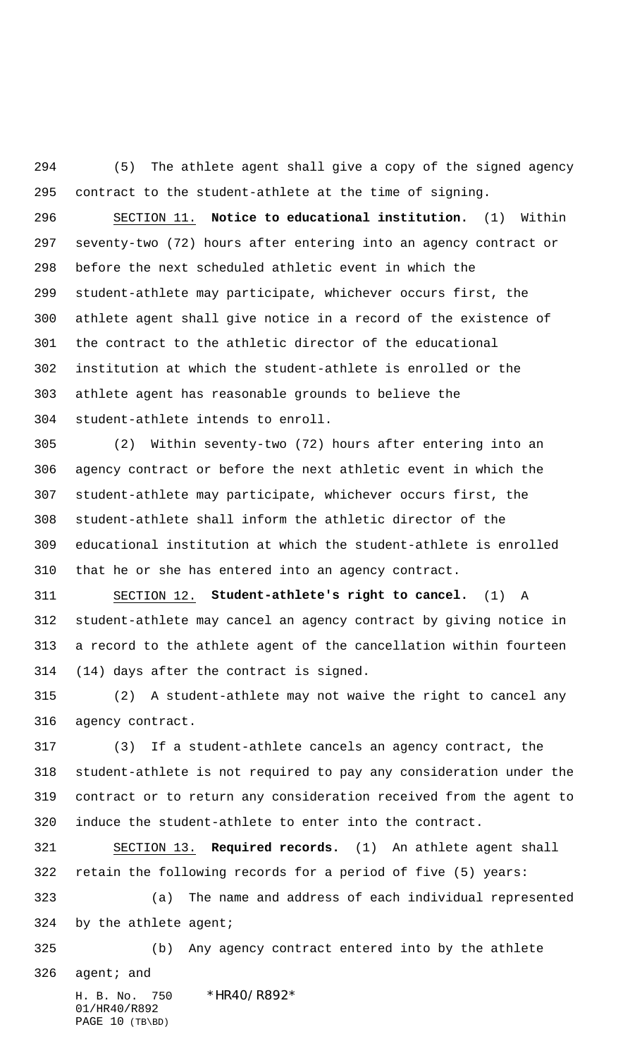(5) The athlete agent shall give a copy of the signed agency contract to the student-athlete at the time of signing.

SECTION 11. **Notice to educational institution.** (1) Within seventy-two (72) hours after entering into an agency contract or before the next scheduled athletic event in which the student-athlete may participate, whichever occurs first, the athlete agent shall give notice in a record of the existence of the contract to the athletic director of the educational institution at which the student-athlete is enrolled or the athlete agent has reasonable grounds to believe the student-athlete intends to enroll.

(2) Within seventy-two (72) hours after entering into an agency contract or before the next athletic event in which the student-athlete may participate, whichever occurs first, the student-athlete shall inform the athletic director of the educational institution at which the student-athlete is enrolled that he or she has entered into an agency contract.

SECTION 12. **Student-athlete's right to cancel.** (1) A student-athlete may cancel an agency contract by giving notice in a record to the athlete agent of the cancellation within fourteen (14) days after the contract is signed.

(2) A student-athlete may not waive the right to cancel any agency contract.

(3) If a student-athlete cancels an agency contract, the student-athlete is not required to pay any consideration under the contract or to return any consideration received from the agent to induce the student-athlete to enter into the contract.

SECTION 13. **Required records.** (1) An athlete agent shall retain the following records for a period of five (5) years:

(a) The name and address of each individual represented by the athlete agent;

(b) Any agency contract entered into by the athlete agent; and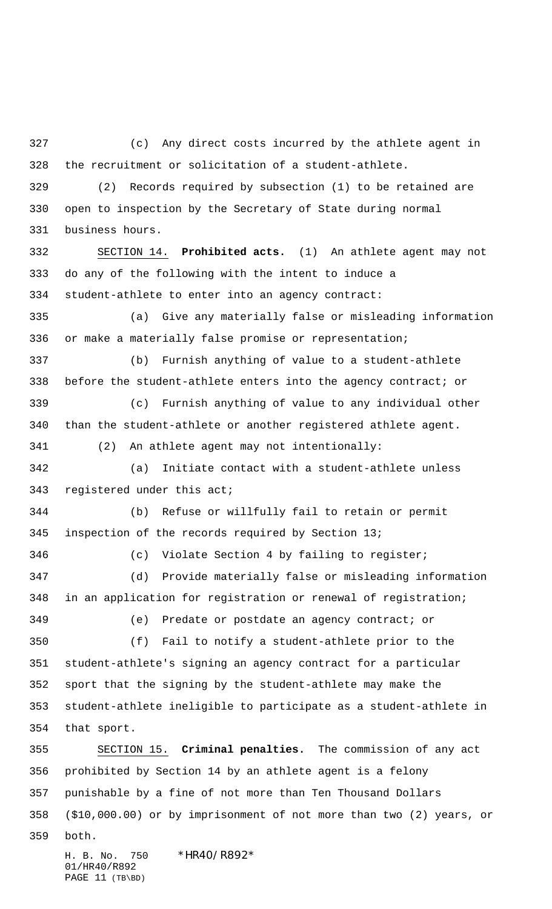(c) Any direct costs incurred by the athlete agent in the recruitment or solicitation of a student-athlete.

(2) Records required by subsection (1) to be retained are open to inspection by the Secretary of State during normal business hours.

SECTION 14. **Prohibited acts.** (1) An athlete agent may not do any of the following with the intent to induce a student-athlete to enter into an agency contract:

(a) Give any materially false or misleading information or make a materially false promise or representation;

(b) Furnish anything of value to a student-athlete before the student-athlete enters into the agency contract; or

(c) Furnish anything of value to any individual other than the student-athlete or another registered athlete agent.

(2) An athlete agent may not intentionally:

(a) Initiate contact with a student-athlete unless registered under this act;

(b) Refuse or willfully fail to retain or permit inspection of the records required by Section 13;

(c) Violate Section 4 by failing to register;

(d) Provide materially false or misleading information in an application for registration or renewal of registration;

(e) Predate or postdate an agency contract; or

(f) Fail to notify a student-athlete prior to the student-athlete's signing an agency contract for a particular sport that the signing by the student-athlete may make the student-athlete ineligible to participate as a student-athlete in that sport.

SECTION 15. **Criminal penalties.** The commission of any act prohibited by Section 14 by an athlete agent is a felony punishable by a fine of not more than Ten Thousand Dollars ($10,000.00) or by imprisonment of not more than two (2) years, or both.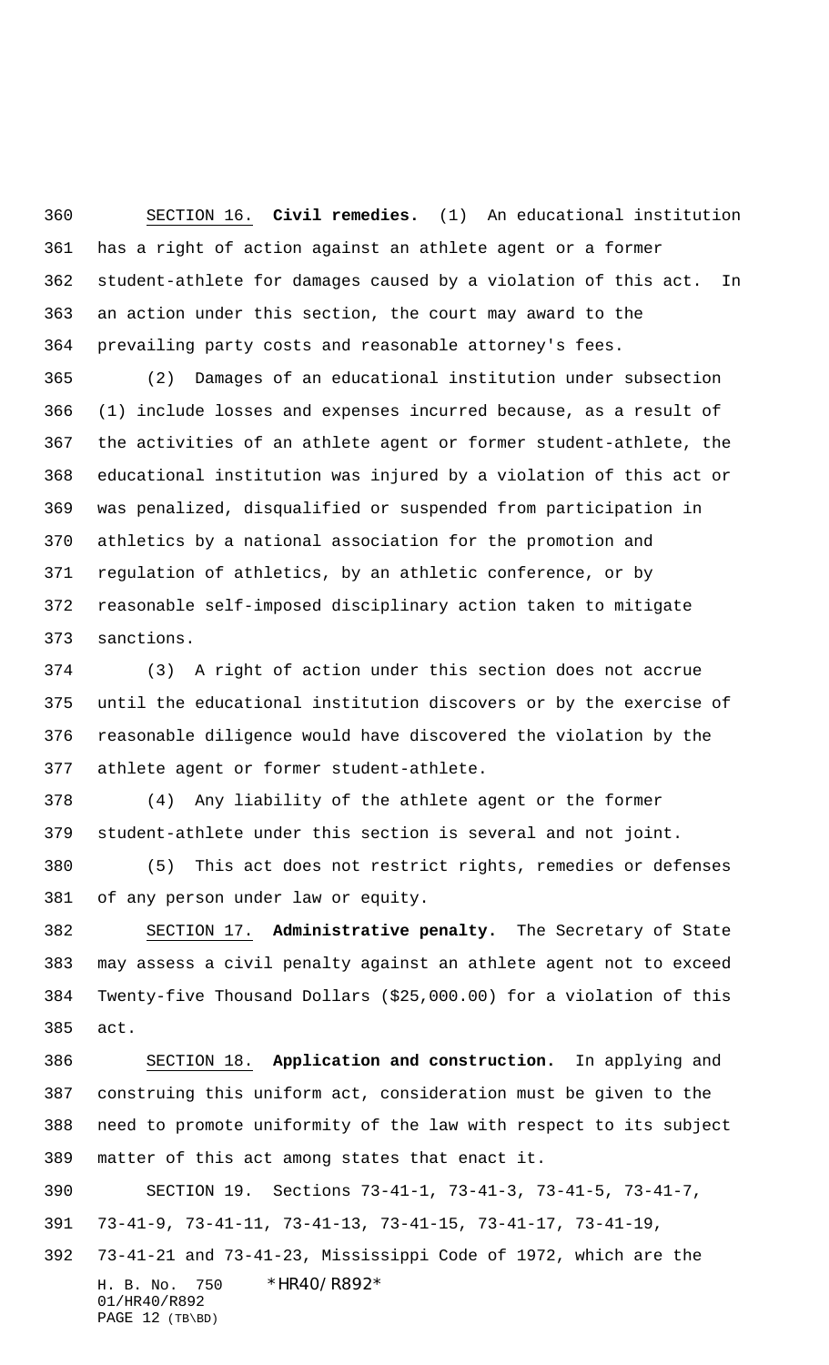SECTION 16. **Civil remedies.** (1) An educational institution has a right of action against an athlete agent or a former student-athlete for damages caused by a violation of this act. In an action under this section, the court may award to the prevailing party costs and reasonable attorney's fees.

(2) Damages of an educational institution under subsection (1) include losses and expenses incurred because, as a result of the activities of an athlete agent or former student-athlete, the educational institution was injured by a violation of this act or was penalized, disqualified or suspended from participation in athletics by a national association for the promotion and regulation of athletics, by an athletic conference, or by reasonable self-imposed disciplinary action taken to mitigate sanctions.

(3) A right of action under this section does not accrue until the educational institution discovers or by the exercise of reasonable diligence would have discovered the violation by the athlete agent or former student-athlete.

(4) Any liability of the athlete agent or the former student-athlete under this section is several and not joint.

(5) This act does not restrict rights, remedies or defenses of any person under law or equity.

SECTION 17. **Administrative penalty.** The Secretary of State may assess a civil penalty against an athlete agent not to exceed Twenty-five Thousand Dollars ($25,000.00) for a violation of this act.

SECTION 18. **Application and construction.** In applying and construing this uniform act, consideration must be given to the need to promote uniformity of the law with respect to its subject matter of this act among states that enact it.

SECTION 19. Sections 73-41-1, 73-41-3, 73-41-5, 73-41-7, 73-41-9, 73-41-11, 73-41-13, 73-41-15, 73-41-17, 73-41-19, 73-41-21 and 73-41-23, Mississippi Code of 1972, which are the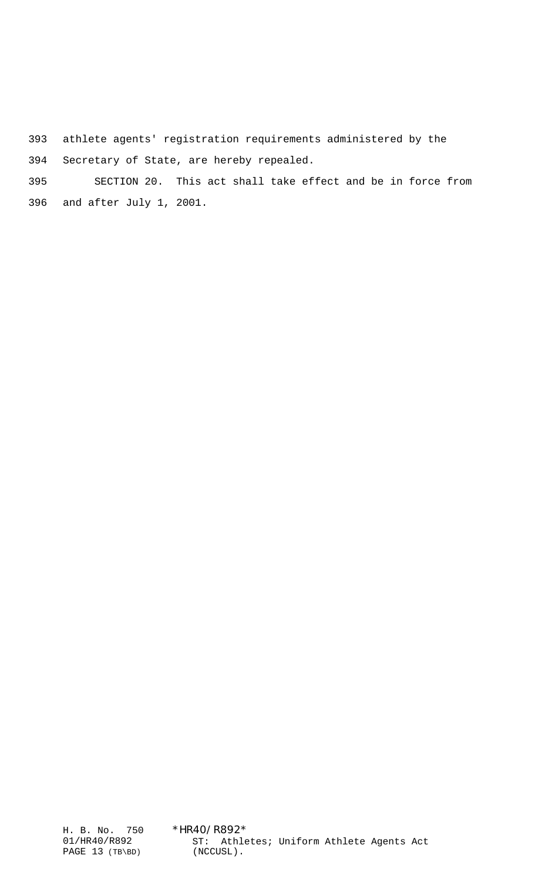athlete agents' registration requirements administered by the Secretary of State, are hereby repealed.

SECTION 20. This act shall take effect and be in force from and after July 1, 2001.